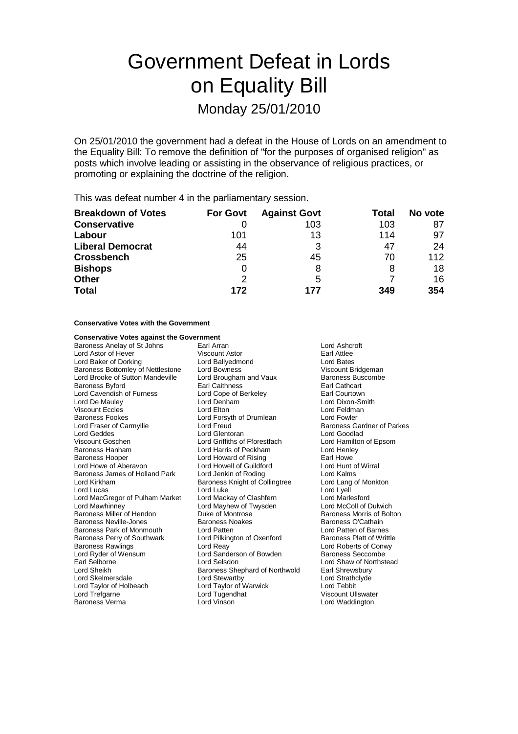# Government Defeat in Lords on Equality Bill

## Monday 25/01/2010

On 25/01/2010 the government had a defeat in the House of Lords on an amendment to the Equality Bill: To remove the definition of "for the purposes of organised religion" as posts which involve leading or assisting in the observance of religious practices, or promoting or explaining the doctrine of the religion.

This was defeat number 4 in the parliamentary session.

| Breakdown of Votes | For Govt | Against Govt | Total | No vote |
|---|---|---|---|---|
| Conservative | 0 | 103 | 103 | 87 |
| Labour | 101 | 13 | 114 | 97 |
| Liberal Democrat | 44 | 3 | 47 | 24 |
| Crossbench | 25 | 45 | 70 | 112 |
| Bishops | 0 | 8 | 8 | 18 |
| Other | 2 | 5 | 7 | 16 |
| **Total** | **172** | **177** | **349** | **354** |

**Conservative Votes with the Government**

**Conservative Votes against the Government**

Baroness Anelay of St Johns, Earl Arran, Lord Ashcroft
Lord Astor of Hever, Viscount Astor, Earl Attlee
Lord Baker of Dorking, Lord Ballyedmond, Lord Bates
Baroness Bottomley of Nettlestone, Lord Bowness, Viscount Bridgeman
Lord Brooke of Sutton Mandeville, Lord Brougham and Vaux, Baroness Buscombe
Baroness Byford, Earl Caithness, Earl Cathcart
Lord Cavendish of Furness, Lord Cope of Berkeley, Earl Courtown
Lord De Mauley, Lord Denham, Lord Dixon-Smith
Viscount Eccles, Lord Elton, Lord Feldman
Baroness Fookes, Lord Forsyth of Drumlean, Lord Fowler
Lord Fraser of Carmyllie, Lord Freud, Baroness Gardner of Parkes
Lord Geddes, Lord Glentoran, Lord Goodlad
Viscount Goschen, Lord Griffiths of Fforestfach, Lord Hamilton of Epsom
Baroness Hanham, Lord Harris of Peckham, Lord Henley
Baroness Hooper, Lord Howard of Rising, Earl Howe
Lord Howe of Aberavon, Lord Howell of Guildford, Lord Hunt of Wirral
Baroness James of Holland Park, Lord Jenkin of Roding, Lord Kalms
Lord Kirkham, Baroness Knight of Collingtree, Lord Lang of Monkton
Lord Lucas, Lord Luke, Lord Lyell
Lord MacGregor of Pulham Market, Lord Mackay of Clashfern, Lord Marlesford
Lord Mawhinney, Lord Mayhew of Twysden, Lord McColl of Dulwich
Baroness Miller of Hendon, Duke of Montrose, Baroness Morris of Bolton
Baroness Neville-Jones, Baroness Noakes, Baroness O'Cathain
Baroness Park of Monmouth, Lord Patten, Lord Patten of Barnes
Baroness Perry of Southwark, Lord Pilkington of Oxenford, Baroness Platt of Writtle
Baroness Rawlings, Lord Reay, Lord Roberts of Conwy
Lord Ryder of Wensum, Lord Sanderson of Bowden, Baroness Seccombe
Earl Selborne, Lord Selsdon, Lord Shaw of Northstead
Lord Sheikh, Baroness Shephard of Northwold, Earl Shrewsbury
Lord Skelmersdale, Lord Stewartby, Lord Strathclyde
Lord Taylor of Holbeach, Lord Taylor of Warwick, Lord Tebbit
Lord Trefgarne, Lord Tugendhat, Viscount Ullswater
Baroness Verma, Lord Vinson, Lord Waddington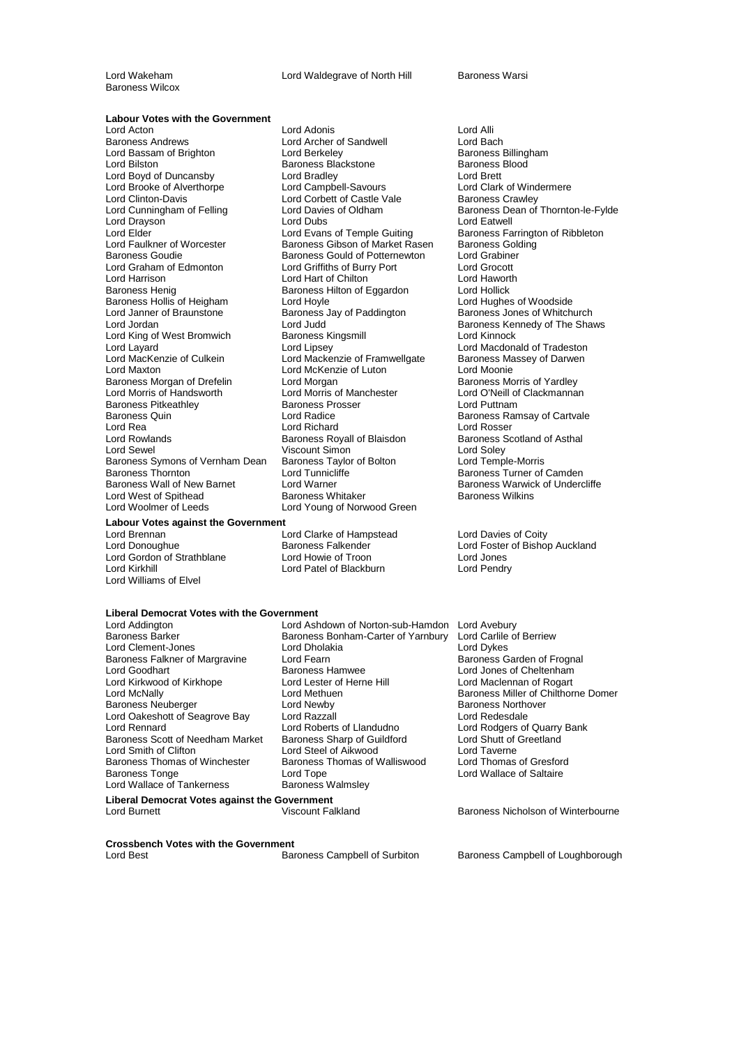Lord Wakeham
Lord Waldegrave of North Hill
Baroness Warsi
Baroness Wilcox

**Labour Votes with the Government**

Lord Acton
Lord Adonis
Lord Alli
Baroness Andrews
Lord Archer of Sandwell
Lord Bach
Lord Bassam of Brighton
Lord Berkeley
Baroness Billingham
Lord Bilston
Baroness Blackstone
Baroness Blood
Lord Boyd of Duncansby
Lord Bradley
Lord Brett
Lord Brooke of Alverthorpe
Lord Campbell-Savours
Lord Clark of Windermere
Lord Clinton-Davis
Lord Corbett of Castle Vale
Baroness Crawley
Lord Cunningham of Felling
Lord Davies of Oldham
Baroness Dean of Thornton-le-Fylde
Lord Drayson
Lord Dubs
Lord Eatwell
Lord Elder
Lord Evans of Temple Guiting
Baroness Farrington of Ribbleton
Lord Faulkner of Worcester
Baroness Gibson of Market Rasen
Baroness Golding
Baroness Goudie
Baroness Gould of Potternewton
Lord Grabiner
Lord Graham of Edmonton
Lord Griffiths of Burry Port
Lord Grocott
Lord Harrison
Lord Hart of Chilton
Lord Haworth
Baroness Henig
Baroness Hilton of Eggardon
Lord Hollick
Baroness Hollis of Heigham
Lord Hoyle
Lord Hughes of Woodside
Lord Janner of Braunstone
Baroness Jay of Paddington
Baroness Jones of Whitchurch
Lord Jordan
Lord Judd
Baroness Kennedy of The Shaws
Lord King of West Bromwich
Baroness Kingsmill
Lord Kinnock
Lord Layard
Lord Lipsey
Lord Macdonald of Tradeston
Lord MacKenzie of Culkein
Lord Mackenzie of Framwellgate
Baroness Massey of Darwen
Lord Maxton
Lord McKenzie of Luton
Lord Moonie
Baroness Morgan of Drefelin
Lord Morgan
Baroness Morris of Yardley
Lord Morris of Handsworth
Lord Morris of Manchester
Lord O'Neill of Clackmannan
Baroness Pitkeathley
Baroness Prosser
Lord Puttnam
Baroness Quin
Lord Radice
Baroness Ramsay of Cartvale
Lord Rea
Lord Richard
Lord Rosser
Lord Rowlands
Baroness Royall of Blaisdon
Baroness Scotland of Asthal
Lord Sewel
Viscount Simon
Lord Soley
Baroness Symons of Vernham Dean
Baroness Taylor of Bolton
Lord Temple-Morris
Baroness Thornton
Lord Tunnicliffe
Baroness Turner of Camden
Baroness Wall of New Barnet
Lord Warner
Baroness Warwick of Undercliffe
Lord West of Spithead
Baroness Whitaker
Baroness Wilkins
Lord Woolmer of Leeds
Lord Young of Norwood Green

**Labour Votes against the Government**

Lord Brennan
Lord Clarke of Hampstead
Lord Davies of Coity
Lord Donoughue
Baroness Falkender
Lord Foster of Bishop Auckland
Lord Gordon of Strathblane
Lord Howie of Troon
Lord Jones
Lord Kirkhill
Lord Patel of Blackburn
Lord Pendry
Lord Williams of Elvel

**Liberal Democrat Votes with the Government**

Lord Addington
Lord Ashdown of Norton-sub-Hamdon
Lord Avebury
Baroness Barker
Baroness Bonham-Carter of Yarnbury
Lord Carlile of Berriew
Lord Clement-Jones
Lord Dholakia
Lord Dykes
Baroness Falkner of Margravine
Lord Fearn
Baroness Garden of Frognal
Lord Goodhart
Baroness Hamwee
Lord Jones of Cheltenham
Lord Kirkwood of Kirkhope
Lord Lester of Herne Hill
Lord Maclennan of Rogart
Lord McNally
Lord Methuen
Baroness Miller of Chilthorne Domer
Baroness Neuberger
Lord Newby
Baroness Northover
Lord Oakeshott of Seagrove Bay
Lord Razzall
Lord Redesdale
Lord Rennard
Lord Roberts of Llandudno
Lord Rodgers of Quarry Bank
Baroness Scott of Needham Market
Baroness Sharp of Guildford
Lord Shutt of Greetland
Lord Smith of Clifton
Lord Steel of Aikwood
Lord Taverne
Baroness Thomas of Winchester
Baroness Thomas of Walliswood
Lord Thomas of Gresford
Baroness Tonge
Lord Tope
Lord Wallace of Saltaire
Lord Wallace of Tankerness
Baroness Walmsley

**Liberal Democrat Votes against the Government**

Lord Burnett
Viscount Falkland
Baroness Nicholson of Winterbourne

**Crossbench Votes with the Government**

Lord Best
Baroness Campbell of Surbiton
Baroness Campbell of Loughborough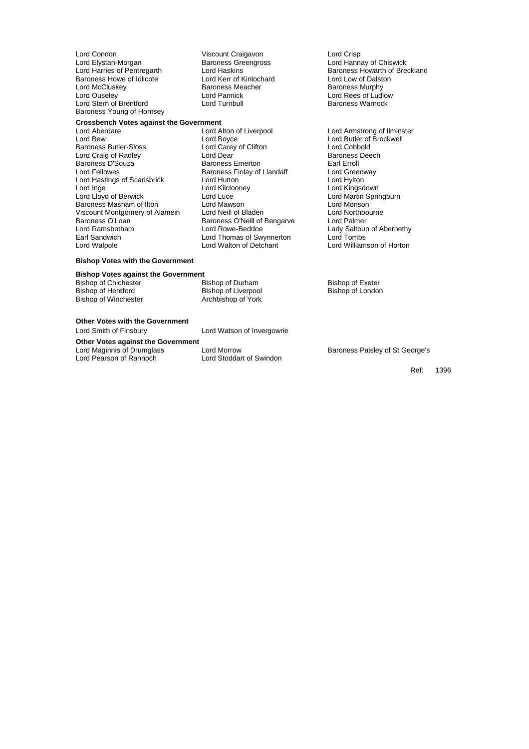Lord Condon
Viscount Craigavon
Lord Crisp
Lord Elystan-Morgan
Baroness Greengross
Lord Hannay of Chiswick
Lord Harries of Pentregarth
Lord Haskins
Baroness Howarth of Breckland
Baroness Howe of Idlicote
Lord Kerr of Kinlochard
Lord Low of Dalston
Lord McCluskey
Baroness Meacher
Baroness Murphy
Lord Ouseley
Lord Pannick
Lord Rees of Ludlow
Lord Stern of Brentford
Lord Turnbull
Baroness Warnock
Baroness Young of Hornsey

**Crossbench Votes against the Government**

Lord Aberdare
Lord Alton of Liverpool
Lord Armstrong of Ilminster
Lord Bew
Lord Boyce
Lord Butler of Brockwell
Baroness Butler-Sloss
Lord Carey of Clifton
Lord Cobbold
Lord Craig of Radley
Lord Dear
Baroness Deech
Baroness D'Souza
Baroness Emerton
Earl Erroll
Lord Fellowes
Baroness Finlay of Llandaff
Lord Greenway
Lord Hastings of Scarisbrick
Lord Hutton
Lord Hylton
Lord Inge
Lord Kilclooney
Lord Kingsdown
Lord Lloyd of Berwick
Lord Luce
Lord Martin Springburn
Baroness Masham of Ilton
Lord Mawson
Lord Monson
Viscount Montgomery of Alamein
Lord Neill of Bladen
Lord Northbourne
Baroness O'Loan
Baroness O'Neill of Bengarve
Lord Palmer
Lord Ramsbotham
Lord Rowe-Beddoe
Lady Saltoun of Abernethy
Earl Sandwich
Lord Thomas of Swynnerton
Lord Tombs
Lord Walpole
Lord Walton of Detchant
Lord Williamson of Horton

**Bishop Votes with the Government**

**Bishop Votes against the Government**

Bishop of Chichester
Bishop of Durham
Bishop of Exeter
Bishop of Hereford
Bishop of Liverpool
Bishop of London
Bishop of Winchester
Archbishop of York

**Other Votes with the Government**

Lord Smith of Finsbury
Lord Watson of Invergowrie

**Other Votes against the Government**

Lord Maginnis of Drumglass
Lord Morrow
Baroness Paisley of St George's
Lord Pearson of Rannoch
Lord Stoddart of Swindon

Ref: 1396